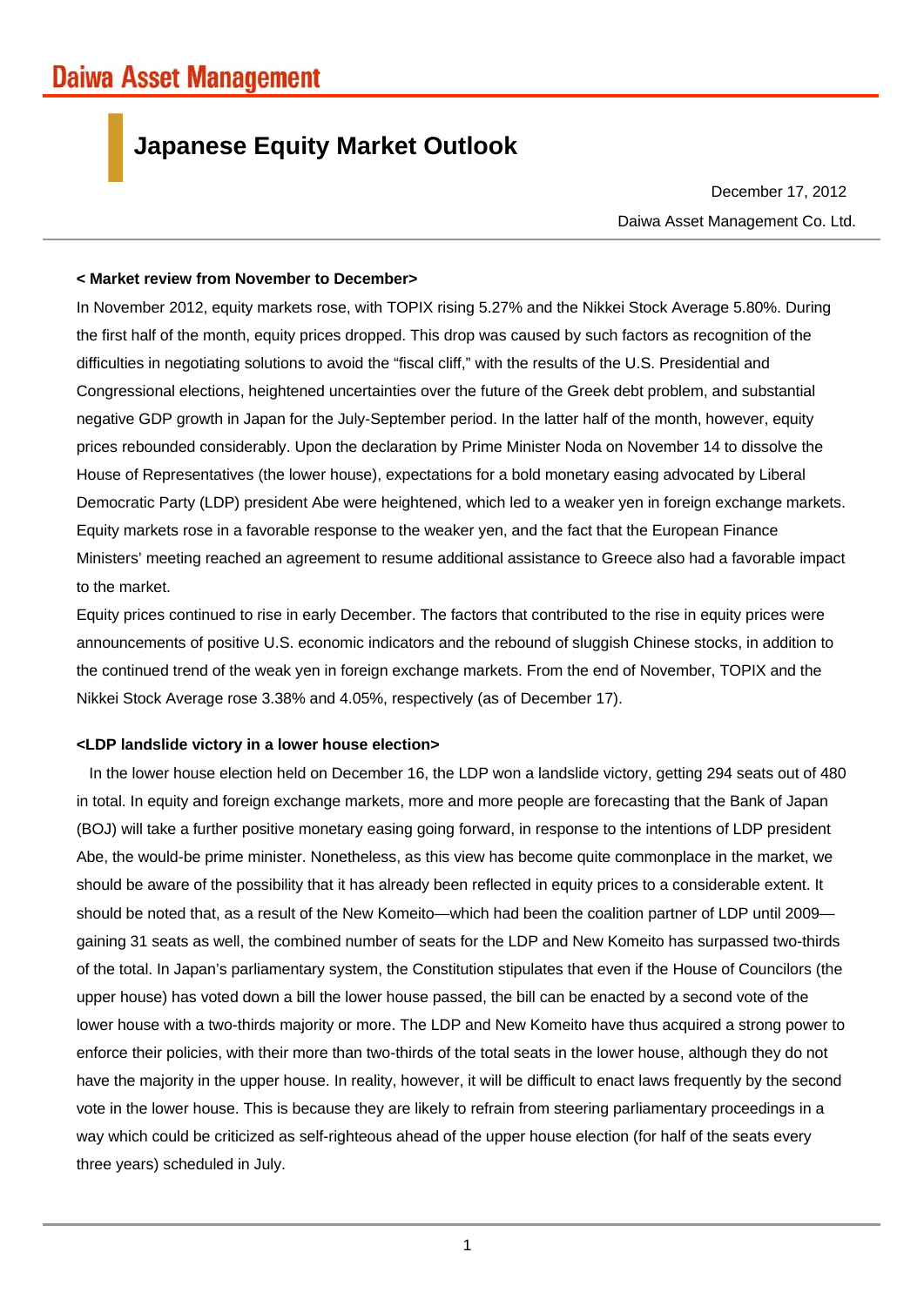Daiwa Asset Management

# Japanese Equity Market Outlook

December 17, 2012

Daiwa Asset Management Co. Ltd.

**< Market review from November to December>**

In November 2012, equity markets rose, with TOPIX rising 5.27% and the Nikkei Stock Average 5.80%. During the first half of the month, equity prices dropped. This drop was caused by such factors as recognition of the difficulties in negotiating solutions to avoid the "fiscal cliff," with the results of the U.S. Presidential and Congressional elections, heightened uncertainties over the future of the Greek debt problem, and substantial negative GDP growth in Japan for the July-September period. In the latter half of the month, however, equity prices rebounded considerably. Upon the declaration by Prime Minister Noda on November 14 to dissolve the House of Representatives (the lower house), expectations for a bold monetary easing advocated by Liberal Democratic Party (LDP) president Abe were heightened, which led to a weaker yen in foreign exchange markets. Equity markets rose in a favorable response to the weaker yen, and the fact that the European Finance Ministers' meeting reached an agreement to resume additional assistance to Greece also had a favorable impact to the market.

Equity prices continued to rise in early December. The factors that contributed to the rise in equity prices were announcements of positive U.S. economic indicators and the rebound of sluggish Chinese stocks, in addition to the continued trend of the weak yen in foreign exchange markets. From the end of November, TOPIX and the Nikkei Stock Average rose 3.38% and 4.05%, respectively (as of December 17).

**<LDP landslide victory in a lower house election>**

In the lower house election held on December 16, the LDP won a landslide victory, getting 294 seats out of 480 in total. In equity and foreign exchange markets, more and more people are forecasting that the Bank of Japan (BOJ) will take a further positive monetary easing going forward, in response to the intentions of LDP president Abe, the would-be prime minister. Nonetheless, as this view has become quite commonplace in the market, we should be aware of the possibility that it has already been reflected in equity prices to a considerable extent. It should be noted that, as a result of the New Komeito—which had been the coalition partner of LDP until 2009—gaining 31 seats as well, the combined number of seats for the LDP and New Komeito has surpassed two-thirds of the total. In Japan's parliamentary system, the Constitution stipulates that even if the House of Councilors (the upper house) has voted down a bill the lower house passed, the bill can be enacted by a second vote of the lower house with a two-thirds majority or more. The LDP and New Komeito have thus acquired a strong power to enforce their policies, with their more than two-thirds of the total seats in the lower house, although they do not have the majority in the upper house. In reality, however, it will be difficult to enact laws frequently by the second vote in the lower house. This is because they are likely to refrain from steering parliamentary proceedings in a way which could be criticized as self-righteous ahead of the upper house election (for half of the seats every three years) scheduled in July.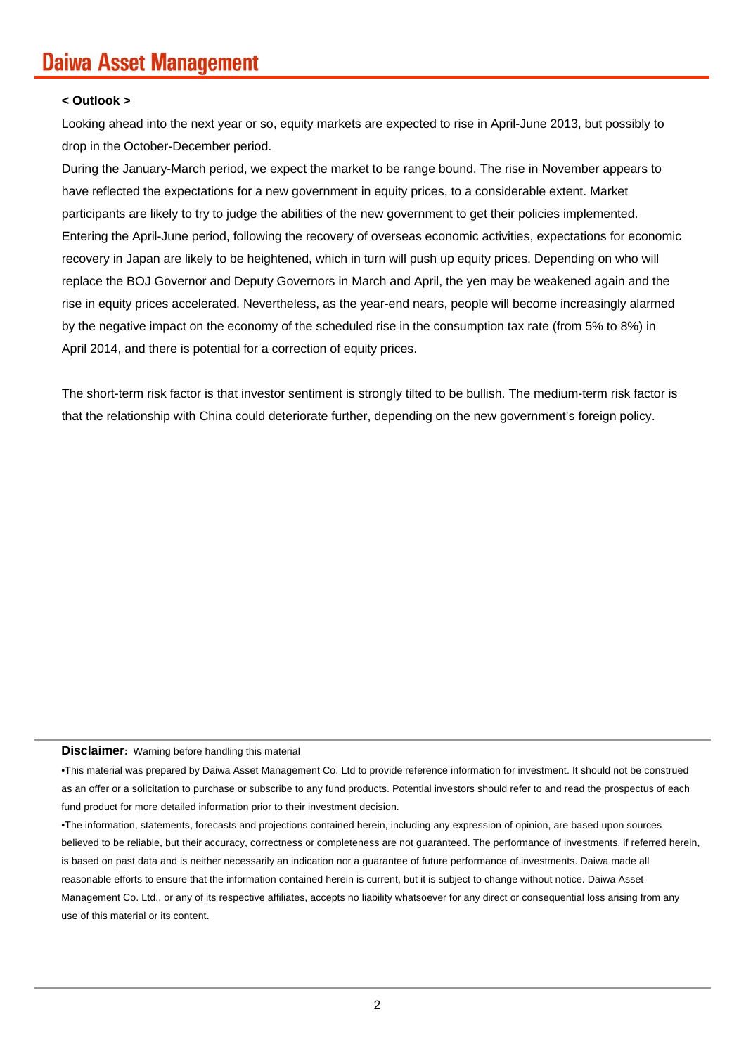**< Outlook >**

Looking ahead into the next year or so, equity markets are expected to rise in April-June 2013, but possibly to drop in the October-December period.

During the January-March period, we expect the market to be range bound. The rise in November appears to have reflected the expectations for a new government in equity prices, to a considerable extent. Market participants are likely to try to judge the abilities of the new government to get their policies implemented. Entering the April-June period, following the recovery of overseas economic activities, expectations for economic recovery in Japan are likely to be heightened, which in turn will push up equity prices. Depending on who will replace the BOJ Governor and Deputy Governors in March and April, the yen may be weakened again and the rise in equity prices accelerated. Nevertheless, as the year-end nears, people will become increasingly alarmed by the negative impact on the economy of the scheduled rise in the consumption tax rate (from 5% to 8%) in April 2014, and there is potential for a correction of equity prices.

The short-term risk factor is that investor sentiment is strongly tilted to be bullish. The medium-term risk factor is that the relationship with China could deteriorate further, depending on the new government's foreign policy.

**Disclaimer:** Warning before handling this material

•This material was prepared by Daiwa Asset Management Co. Ltd to provide reference information for investment. It should not be construed as an offer or a solicitation to purchase or subscribe to any fund products. Potential investors should refer to and read the prospectus of each fund product for more detailed information prior to their investment decision.

•The information, statements, forecasts and projections contained herein, including any expression of opinion, are based upon sources believed to be reliable, but their accuracy, correctness or completeness are not guaranteed. The performance of investments, if referred herein, is based on past data and is neither necessarily an indication nor a guarantee of future performance of investments. Daiwa made all reasonable efforts to ensure that the information contained herein is current, but it is subject to change without notice. Daiwa Asset Management Co. Ltd., or any of its respective affiliates, accepts no liability whatsoever for any direct or consequential loss arising from any use of this material or its content.